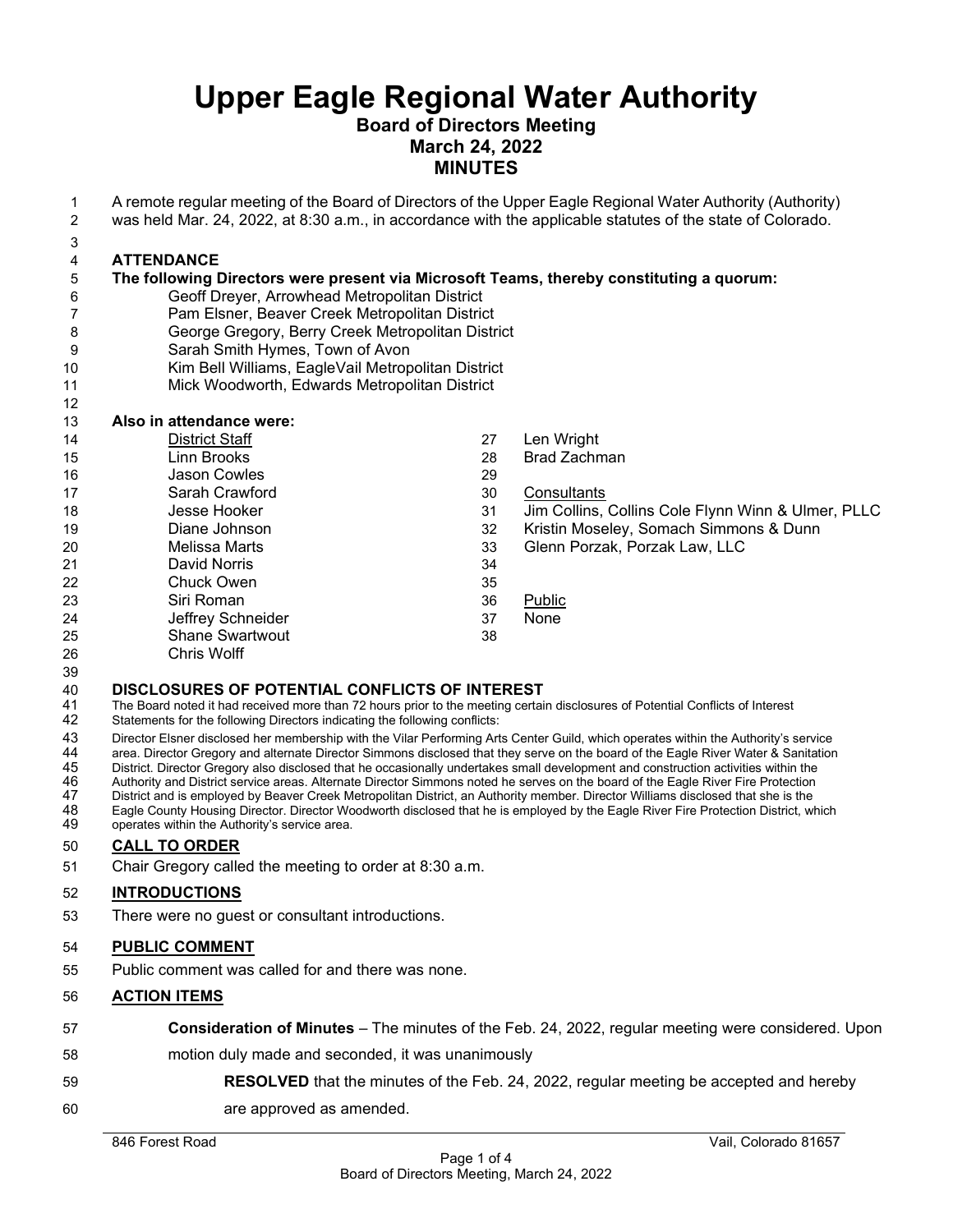# Upper Eagle Regional Water Authority

## Board of Directors Meeting
## March 24, 2022
## MINUTES

A remote regular meeting of the Board of Directors of the Upper Eagle Regional Water Authority (Authority) was held Mar. 24, 2022, at 8:30 a.m., in accordance with the applicable statutes of the state of Colorado.

### ATTENDANCE

**The following Directors were present via Microsoft Teams, thereby constituting a quorum:**

- Geoff Dreyer, Arrowhead Metropolitan District
- Pam Elsner, Beaver Creek Metropolitan District
- George Gregory, Berry Creek Metropolitan District
- Sarah Smith Hymes, Town of Avon
- Kim Bell Williams, EagleVail Metropolitan District
- Mick Woodworth, Edwards Metropolitan District

**Also in attendance were:**

District Staff
- Linn Brooks
- Jason Cowles
- Sarah Crawford
- Jesse Hooker
- Diane Johnson
- Melissa Marts
- David Norris
- Chuck Owen
- Siri Roman
- Jeffrey Schneider
- Shane Swartwout
- Chris Wolff
- Len Wright
- Brad Zachman

Consultants
- Jim Collins, Collins Cole Flynn Winn & Ulmer, PLLC
- Kristin Moseley, Somach Simmons & Dunn
- Glenn Porzak, Porzak Law, LLC

Public
- None

### DISCLOSURES OF POTENTIAL CONFLICTS OF INTEREST

The Board noted it had received more than 72 hours prior to the meeting certain disclosures of Potential Conflicts of Interest Statements for the following Directors indicating the following conflicts:

Director Elsner disclosed her membership with the Vilar Performing Arts Center Guild, which operates within the Authority's service area. Director Gregory and alternate Director Simmons disclosed that they serve on the board of the Eagle River Water & Sanitation District. Director Gregory also disclosed that he occasionally undertakes small development and construction activities within the Authority and District service areas. Alternate Director Simmons noted he serves on the board of the Eagle River Fire Protection District and is employed by Beaver Creek Metropolitan District, an Authority member. Director Williams disclosed that she is the Eagle County Housing Director. Director Woodworth disclosed that he is employed by the Eagle River Fire Protection District, which operates within the Authority's service area.

### CALL TO ORDER

Chair Gregory called the meeting to order at 8:30 a.m.

### INTRODUCTIONS

There were no guest or consultant introductions.

### PUBLIC COMMENT

Public comment was called for and there was none.

### ACTION ITEMS

**Consideration of Minutes** – The minutes of the Feb. 24, 2022, regular meeting were considered. Upon motion duly made and seconded, it was unanimously

> **RESOLVED** that the minutes of the Feb. 24, 2022, regular meeting be accepted and hereby are approved as amended.

846 Forest Road — Vail, Colorado 81657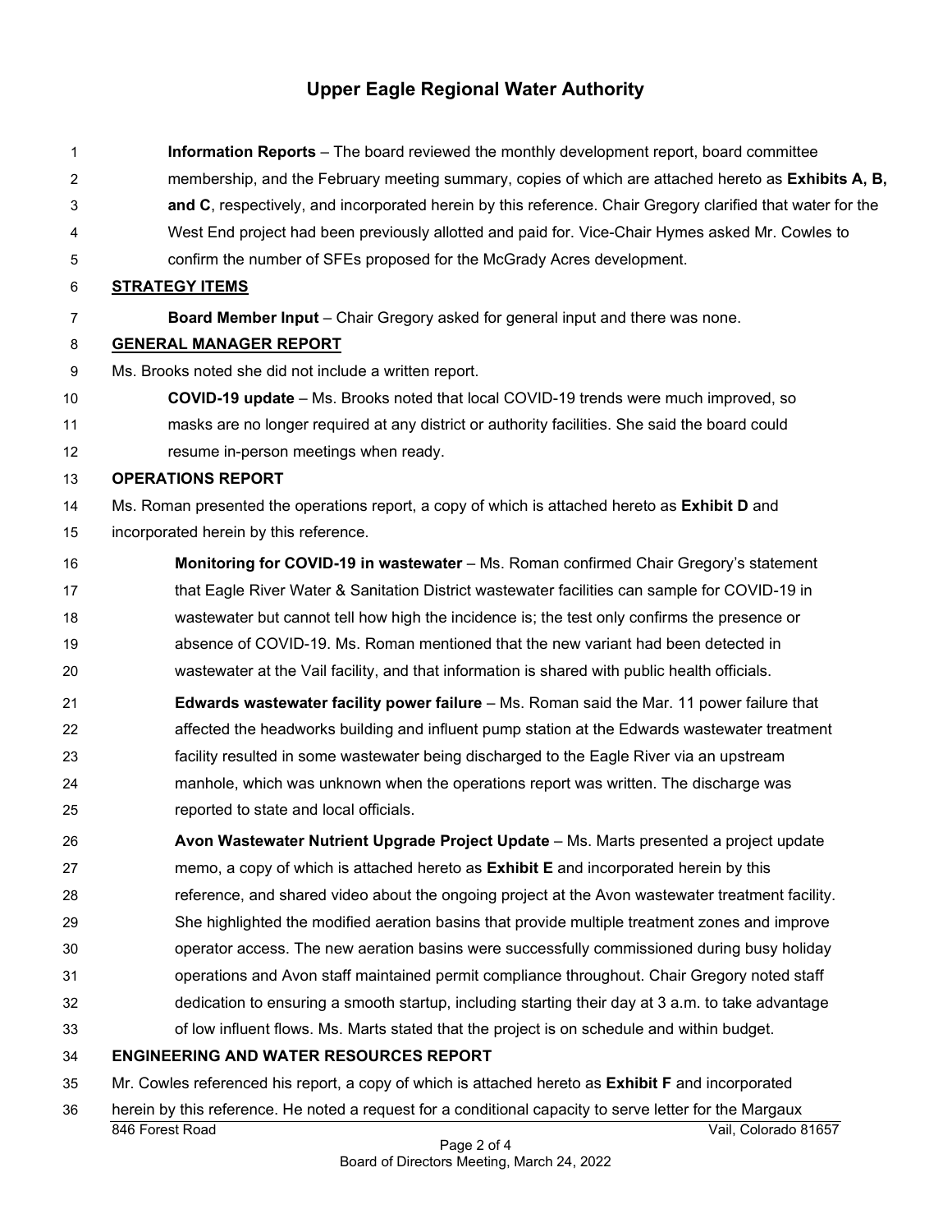**Information Reports** – The board reviewed the monthly development report, board committee membership, and the February meeting summary, copies of which are attached hereto as **Exhibits A, B, and C**, respectively, and incorporated herein by this reference. Chair Gregory clarified that water for the West End project had been previously allotted and paid for. Vice-Chair Hymes asked Mr. Cowles to confirm the number of SFEs proposed for the McGrady Acres development.

## STRATEGY ITEMS

**Board Member Input** – Chair Gregory asked for general input and there was none.

## GENERAL MANAGER REPORT

Ms. Brooks noted she did not include a written report.

**COVID-19 update** – Ms. Brooks noted that local COVID-19 trends were much improved, so masks are no longer required at any district or authority facilities. She said the board could resume in-person meetings when ready.

## OPERATIONS REPORT

Ms. Roman presented the operations report, a copy of which is attached hereto as **Exhibit D** and incorporated herein by this reference.

**Monitoring for COVID-19 in wastewater** – Ms. Roman confirmed Chair Gregory's statement that Eagle River Water & Sanitation District wastewater facilities can sample for COVID-19 in wastewater but cannot tell how high the incidence is; the test only confirms the presence or absence of COVID-19. Ms. Roman mentioned that the new variant had been detected in wastewater at the Vail facility, and that information is shared with public health officials.

**Edwards wastewater facility power failure** – Ms. Roman said the Mar. 11 power failure that affected the headworks building and influent pump station at the Edwards wastewater treatment facility resulted in some wastewater being discharged to the Eagle River via an upstream manhole, which was unknown when the operations report was written. The discharge was reported to state and local officials.

**Avon Wastewater Nutrient Upgrade Project Update** – Ms. Marts presented a project update memo, a copy of which is attached hereto as **Exhibit E** and incorporated herein by this reference, and shared video about the ongoing project at the Avon wastewater treatment facility. She highlighted the modified aeration basins that provide multiple treatment zones and improve operator access. The new aeration basins were successfully commissioned during busy holiday operations and Avon staff maintained permit compliance throughout. Chair Gregory noted staff dedication to ensuring a smooth startup, including starting their day at 3 a.m. to take advantage of low influent flows. Ms. Marts stated that the project is on schedule and within budget.

## ENGINEERING AND WATER RESOURCES REPORT

Mr. Cowles referenced his report, a copy of which is attached hereto as **Exhibit F** and incorporated herein by this reference. He noted a request for a conditional capacity to serve letter for the Margaux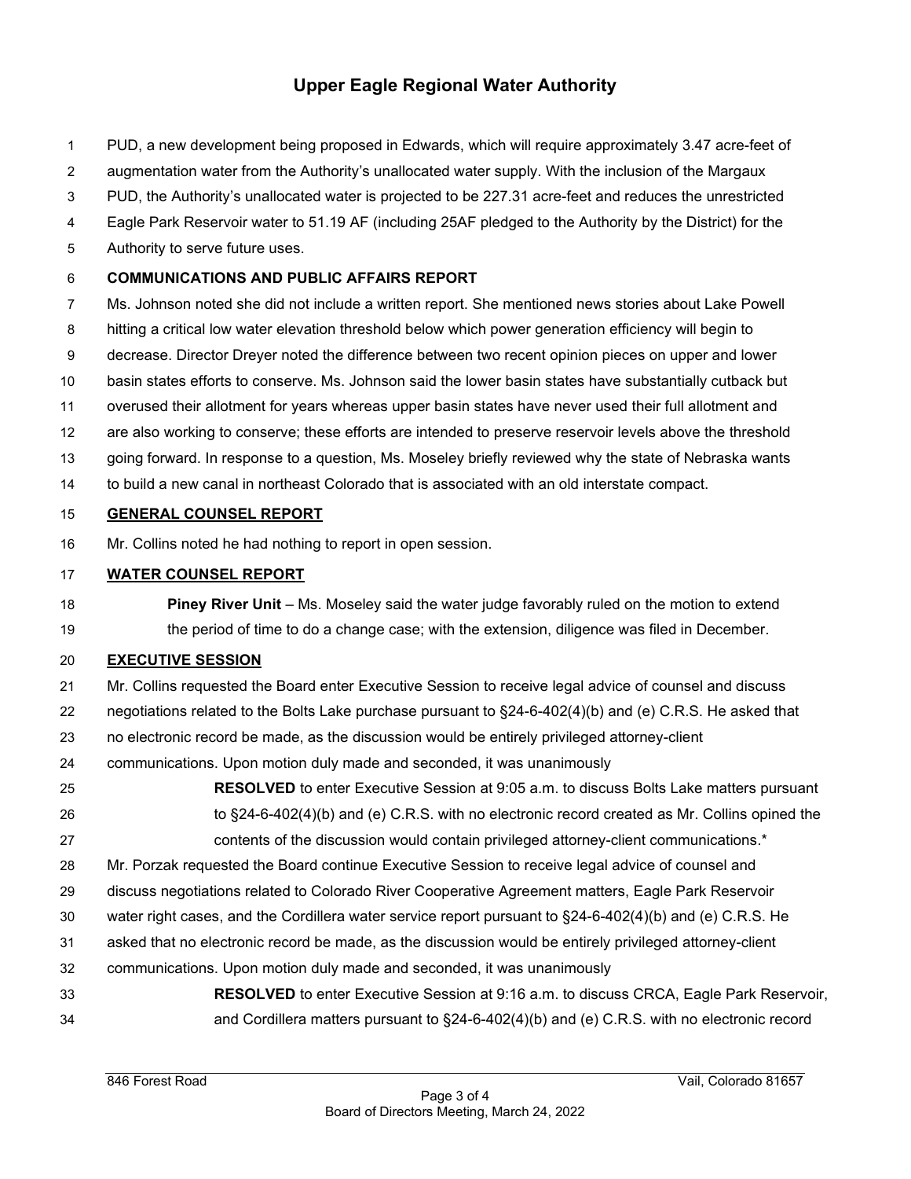PUD, a new development being proposed in Edwards, which will require approximately 3.47 acre-feet of augmentation water from the Authority's unallocated water supply. With the inclusion of the Margaux PUD, the Authority's unallocated water is projected to be 227.31 acre-feet and reduces the unrestricted Eagle Park Reservoir water to 51.19 AF (including 25AF pledged to the Authority by the District) for the Authority to serve future uses.

**COMMUNICATIONS AND PUBLIC AFFAIRS REPORT**

Ms. Johnson noted she did not include a written report. She mentioned news stories about Lake Powell hitting a critical low water elevation threshold below which power generation efficiency will begin to decrease. Director Dreyer noted the difference between two recent opinion pieces on upper and lower basin states efforts to conserve. Ms. Johnson said the lower basin states have substantially cutback but overused their allotment for years whereas upper basin states have never used their full allotment and are also working to conserve; these efforts are intended to preserve reservoir levels above the threshold going forward. In response to a question, Ms. Moseley briefly reviewed why the state of Nebraska wants to build a new canal in northeast Colorado that is associated with an old interstate compact.

**GENERAL COUNSEL REPORT**

Mr. Collins noted he had nothing to report in open session.

**WATER COUNSEL REPORT**

**Piney River Unit** – Ms. Moseley said the water judge favorably ruled on the motion to extend the period of time to do a change case; with the extension, diligence was filed in December.

**EXECUTIVE SESSION**

Mr. Collins requested the Board enter Executive Session to receive legal advice of counsel and discuss negotiations related to the Bolts Lake purchase pursuant to §24-6-402(4)(b) and (e) C.R.S. He asked that no electronic record be made, as the discussion would be entirely privileged attorney-client communications. Upon motion duly made and seconded, it was unanimously

> **RESOLVED** to enter Executive Session at 9:05 a.m. to discuss Bolts Lake matters pursuant to §24-6-402(4)(b) and (e) C.R.S. with no electronic record created as Mr. Collins opined the contents of the discussion would contain privileged attorney-client communications.*

Mr. Porzak requested the Board continue Executive Session to receive legal advice of counsel and discuss negotiations related to Colorado River Cooperative Agreement matters, Eagle Park Reservoir water right cases, and the Cordillera water service report pursuant to §24-6-402(4)(b) and (e) C.R.S. He asked that no electronic record be made, as the discussion would be entirely privileged attorney-client communications. Upon motion duly made and seconded, it was unanimously

> **RESOLVED** to enter Executive Session at 9:16 a.m. to discuss CRCA, Eagle Park Reservoir, and Cordillera matters pursuant to §24-6-402(4)(b) and (e) C.R.S. with no electronic record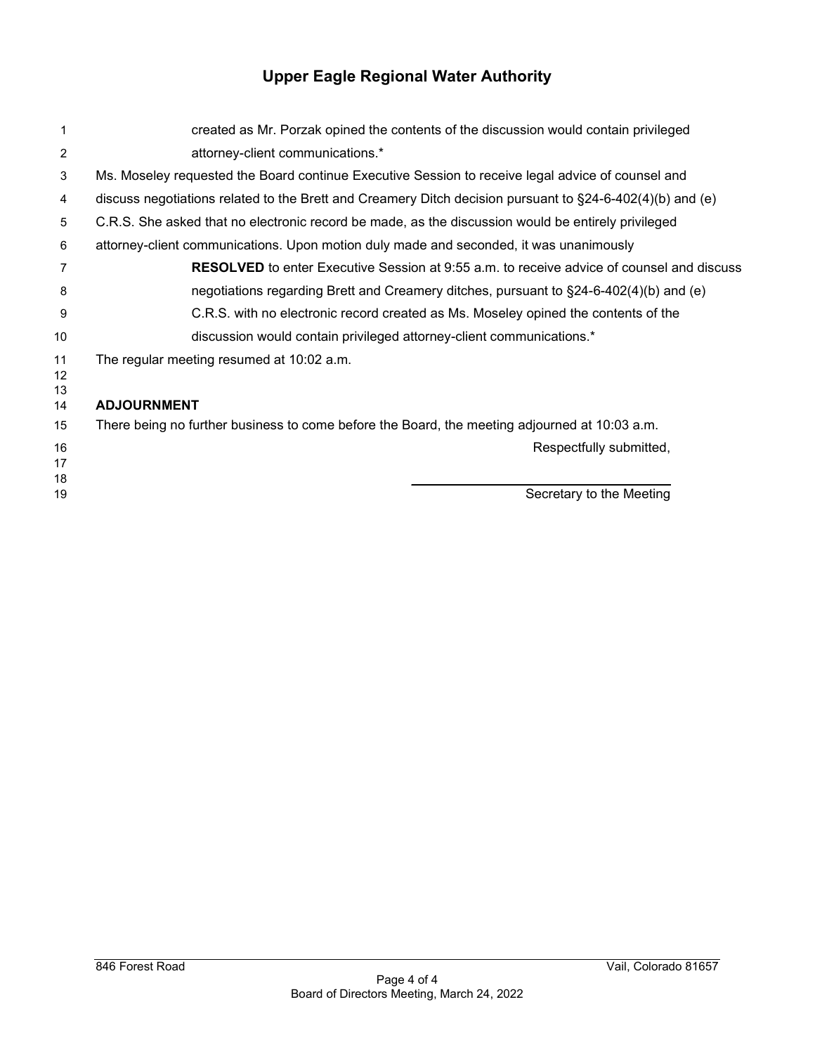created as Mr. Porzak opined the contents of the discussion would contain privileged attorney-client communications.*

Ms. Moseley requested the Board continue Executive Session to receive legal advice of counsel and discuss negotiations related to the Brett and Creamery Ditch decision pursuant to §24-6-402(4)(b) and (e) C.R.S. She asked that no electronic record be made, as the discussion would be entirely privileged attorney-client communications. Upon motion duly made and seconded, it was unanimously

> **RESOLVED** to enter Executive Session at 9:55 a.m. to receive advice of counsel and discuss negotiations regarding Brett and Creamery ditches, pursuant to §24-6-402(4)(b) and (e) C.R.S. with no electronic record created as Ms. Moseley opined the contents of the discussion would contain privileged attorney-client communications.*

The regular meeting resumed at 10:02 a.m.

**ADJOURNMENT**

There being no further business to come before the Board, the meeting adjourned at 10:03 a.m.

Respectfully submitted,

\_\_\_\_\_\_\_\_\_\_\_\_\_\_\_\_\_\_\_\_\_\_\_\_\_\_\_\_\_\_

Secretary to the Meeting